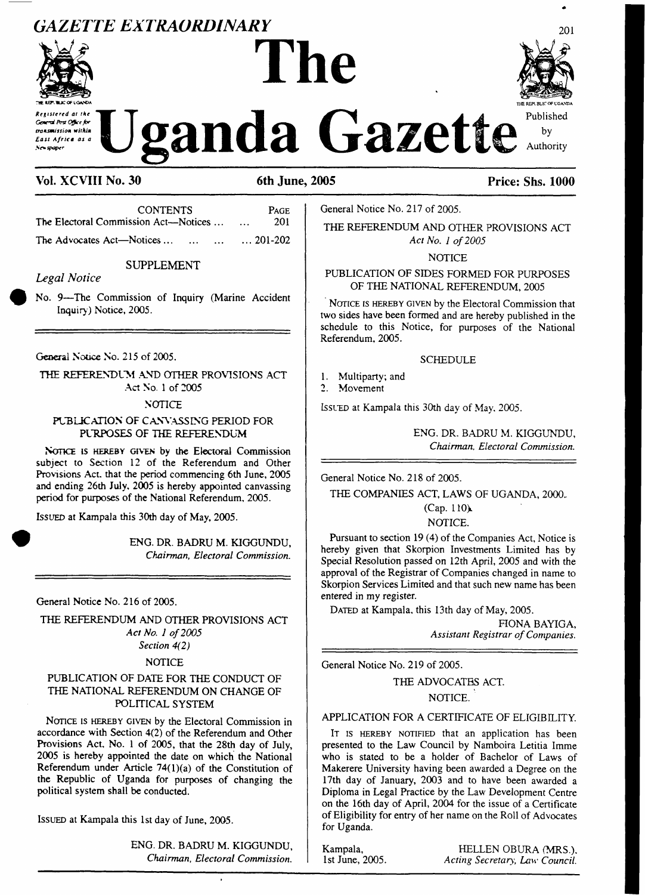# GAZETTE EXTRAORDINARY

# The Uganda Gazette

Registered at the General Post Office for transmission within East Africa as a Newspaper

Published by Authority

**Vol. XCVIII No. 30** **6th June, 2005** **Price: Shs. 1000**

| CONTENTS | PAGE |
|---|---|
| The Electoral Commission Act—Notices ... ... | 201 |
| The Advocates Act—Notices ... ... ... ... | 201-202 |

SUPPLEMENT

*Legal Notice*

No. 9—The Commission of Inquiry (Marine Accident Inquiry) Notice, 2005.

---

General Notice No. 215 of 2005.

THE REFERENDUM AND OTHER PROVISIONS ACT
Act No. 1 of 2005

NOTICE

PUBLICATION OF CANVASSING PERIOD FOR PURPOSES OF THE REFERENDUM

NOTICE IS HEREBY GIVEN by the Electoral Commission subject to Section 12 of the Referendum and Other Provisions Act. that the period commencing 6th June, 2005 and ending 26th July, 2005 is hereby appointed canvassing period for purposes of the National Referendum, 2005.

ISSUED at Kampala this 30th day of May, 2005.

ENG. DR. BADRU M. KIGGUNDU,
*Chairman, Electoral Commission.*

---

General Notice No. 216 of 2005.

THE REFERENDUM AND OTHER PROVISIONS ACT
*Act No. 1 of 2005*
*Section 4(2)*

NOTICE

PUBLICATION OF DATE FOR THE CONDUCT OF THE NATIONAL REFERENDUM ON CHANGE OF POLITICAL SYSTEM

NOTICE IS HEREBY GIVEN by the Electoral Commission in accordance with Section 4(2) of the Referendum and Other Provisions Act, No. 1 of 2005, that the 28th day of July, 2005 is hereby appointed the date on which the National Referendum under Article 74(1)(a) of the Constitution of the Republic of Uganda for purposes of changing the political system shall be conducted.

ISSUED at Kampala this 1st day of June, 2005.

ENG. DR. BADRU M. KIGGUNDU,
*Chairman, Electoral Commission.*

---

General Notice No. 217 of 2005.

THE REFERENDUM AND OTHER PROVISIONS ACT
*Act No. 1 of 2005*

NOTICE

PUBLICATION OF SIDES FORMED FOR PURPOSES OF THE NATIONAL REFERENDUM, 2005

NOTICE IS HEREBY GIVEN by the Electoral Commission that two sides have been formed and are hereby published in the schedule to this Notice, for purposes of the National Referendum, 2005.

SCHEDULE

1. Multiparty; and
2. Movement

ISSUED at Kampala this 30th day of May, 2005.

ENG. DR. BADRU M. KIGGUNDU,
*Chairman, Electoral Commission.*

---

General Notice No. 218 of 2005.

THE COMPANIES ACT, LAWS OF UGANDA, 2000.
(Cap. 110).

NOTICE.

Pursuant to section 19 (4) of the Companies Act, Notice is hereby given that Skorpion Investments Limited has by Special Resolution passed on 12th April, 2005 and with the approval of the Registrar of Companies changed in name to Skorpion Services Limited and that such new name has been entered in my register.

DATED at Kampala, this 13th day of May, 2005.

FIONA BAYIGA,
*Assistant Registrar of Companies.*

---

General Notice No. 219 of 2005.

THE ADVOCATES ACT.

NOTICE.

APPLICATION FOR A CERTIFICATE OF ELIGIBILITY.

IT IS HEREBY NOTIFIED that an application has been presented to the Law Council by Namboira Letitia Imme who is stated to be a holder of Bachelor of Laws of Makerere University having been awarded a Degree on the 17th day of January, 2003 and to have been awarded a Diploma in Legal Practice by the Law Development Centre on the 16th day of April, 2004 for the issue of a Certificate of Eligibility for entry of her name on the Roll of Advocates for Uganda.

Kampala,
1st June, 2005.

HELLEN OBURA (MRS.),
*Acting Secretary, Law Council.*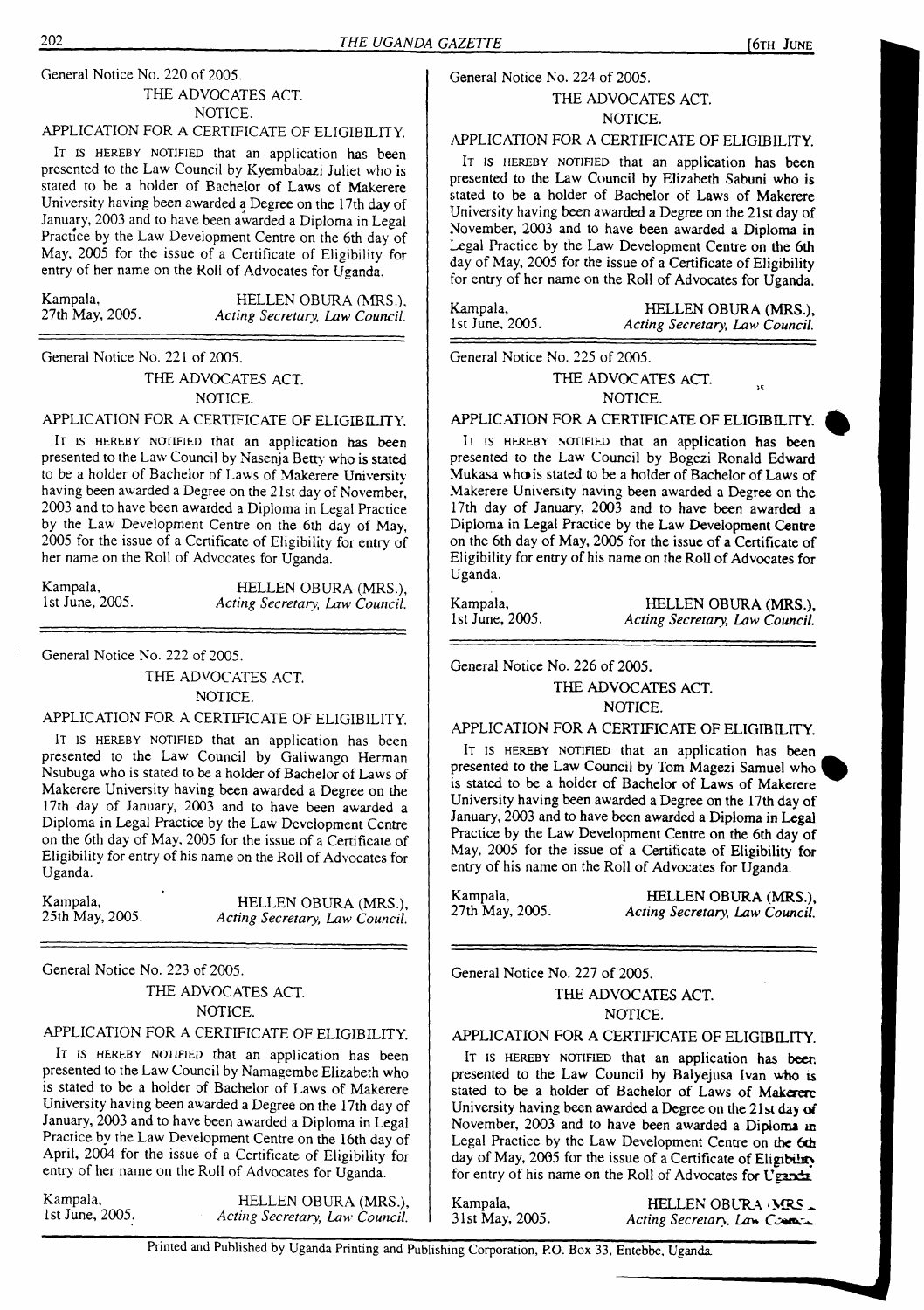General Notice No. 220 of 2005.

THE ADVOCATES ACT.

NOTICE.

APPLICATION FOR A CERTIFICATE OF ELIGIBILITY.

It is hereby notified that an application has been presented to the Law Council by Kyembabazi Juliet who is stated to be a holder of Bachelor of Laws of Makerere University having been awarded a Degree on the 17th day of January, 2003 and to have been awarded a Diploma in Legal Practice by the Law Development Centre on the 6th day of May, 2005 for the issue of a Certificate of Eligibility for entry of her name on the Roll of Advocates for Uganda.

Kampala,
27th May, 2005.

HELLEN OBURA (MRS.),
*Acting Secretary, Law Council.*

General Notice No. 221 of 2005.

THE ADVOCATES ACT.

NOTICE.

APPLICATION FOR A CERTIFICATE OF ELIGIBILITY.

It is hereby notified that an application has been presented to the Law Council by Nasenja Betty who is stated to be a holder of Bachelor of Laws of Makerere University having been awarded a Degree on the 21st day of November, 2003 and to have been awarded a Diploma in Legal Practice by the Law Development Centre on the 6th day of May, 2005 for the issue of a Certificate of Eligibility for entry of her name on the Roll of Advocates for Uganda.

Kampala,
1st June, 2005.

HELLEN OBURA (MRS.),
*Acting Secretary, Law Council.*

General Notice No. 222 of 2005.

THE ADVOCATES ACT.

NOTICE.

APPLICATION FOR A CERTIFICATE OF ELIGIBILITY.

It is hereby notified that an application has been presented to the Law Council by Galiwango Herman Nsubuga who is stated to be a holder of Bachelor of Laws of Makerere University having been awarded a Degree on the 17th day of January, 2003 and to have been awarded a Diploma in Legal Practice by the Law Development Centre on the 6th day of May, 2005 for the issue of a Certificate of Eligibility for entry of his name on the Roll of Advocates for Uganda.

Kampala,
25th May, 2005.

HELLEN OBURA (MRS.),
*Acting Secretary, Law Council.*

General Notice No. 223 of 2005.

THE ADVOCATES ACT.

NOTICE.

APPLICATION FOR A CERTIFICATE OF ELIGIBILITY.

It is hereby notified that an application has been presented to the Law Council by Namagembe Elizabeth who is stated to be a holder of Bachelor of Laws of Makerere University having been awarded a Degree on the 17th day of January, 2003 and to have been awarded a Diploma in Legal Practice by the Law Development Centre on the 16th day of April, 2004 for the issue of a Certificate of Eligibility for entry of her name on the Roll of Advocates for Uganda.

Kampala,
1st June, 2005.

HELLEN OBURA (MRS.),
*Acting Secretary, Law Council.*

General Notice No. 224 of 2005.

THE ADVOCATES ACT.

NOTICE.

APPLICATION FOR A CERTIFICATE OF ELIGIBILITY.

It is hereby notified that an application has been presented to the Law Council by Elizabeth Sabuni who is stated to be a holder of Bachelor of Laws of Makerere University having been awarded a Degree on the 21st day of November, 2003 and to have been awarded a Diploma in Legal Practice by the Law Development Centre on the 6th day of May, 2005 for the issue of a Certificate of Eligibility for entry of her name on the Roll of Advocates for Uganda.

Kampala,
1st June, 2005.

HELLEN OBURA (MRS.),
*Acting Secretary, Law Council.*

General Notice No. 225 of 2005.

THE ADVOCATES ACT.

NOTICE.

APPLICATION FOR A CERTIFICATE OF ELIGIBILITY.

It is hereby notified that an application has been presented to the Law Council by Bogezi Ronald Edward Mukasa who is stated to be a holder of Bachelor of Laws of Makerere University having been awarded a Degree on the 17th day of January, 2003 and to have been awarded a Diploma in Legal Practice by the Law Development Centre on the 6th day of May, 2005 for the issue of a Certificate of Eligibility for entry of his name on the Roll of Advocates for Uganda.

Kampala,
1st June, 2005.

HELLEN OBURA (MRS.),
*Acting Secretary, Law Council.*

General Notice No. 226 of 2005.

THE ADVOCATES ACT.

NOTICE.

APPLICATION FOR A CERTIFICATE OF ELIGIBILITY.

It is hereby notified that an application has been presented to the Law Council by Tom Magezi Samuel who is stated to be a holder of Bachelor of Laws of Makerere University having been awarded a Degree on the 17th day of January, 2003 and to have been awarded a Diploma in Legal Practice by the Law Development Centre on the 6th day of May, 2005 for the issue of a Certificate of Eligibility for entry of his name on the Roll of Advocates for Uganda.

Kampala,
27th May, 2005.

HELLEN OBURA (MRS.),
*Acting Secretary, Law Council.*

General Notice No. 227 of 2005.

THE ADVOCATES ACT.

NOTICE.

APPLICATION FOR A CERTIFICATE OF ELIGIBILITY.

It is hereby notified that an application has been presented to the Law Council by Balyejusa Ivan who is stated to be a holder of Bachelor of Laws of Makerere University having been awarded a Degree on the 21st day of November, 2003 and to have been awarded a Diploma in Legal Practice by the Law Development Centre on the 6th day of May, 2005 for the issue of a Certificate of Eligibility for entry of his name on the Roll of Advocates for Uganda.

Kampala,
31st May, 2005.

HELLEN OBURA (MRS.),
*Acting Secretary, Law Council.*

Printed and Published by Uganda Printing and Publishing Corporation, P.O. Box 33, Entebbe, Uganda.